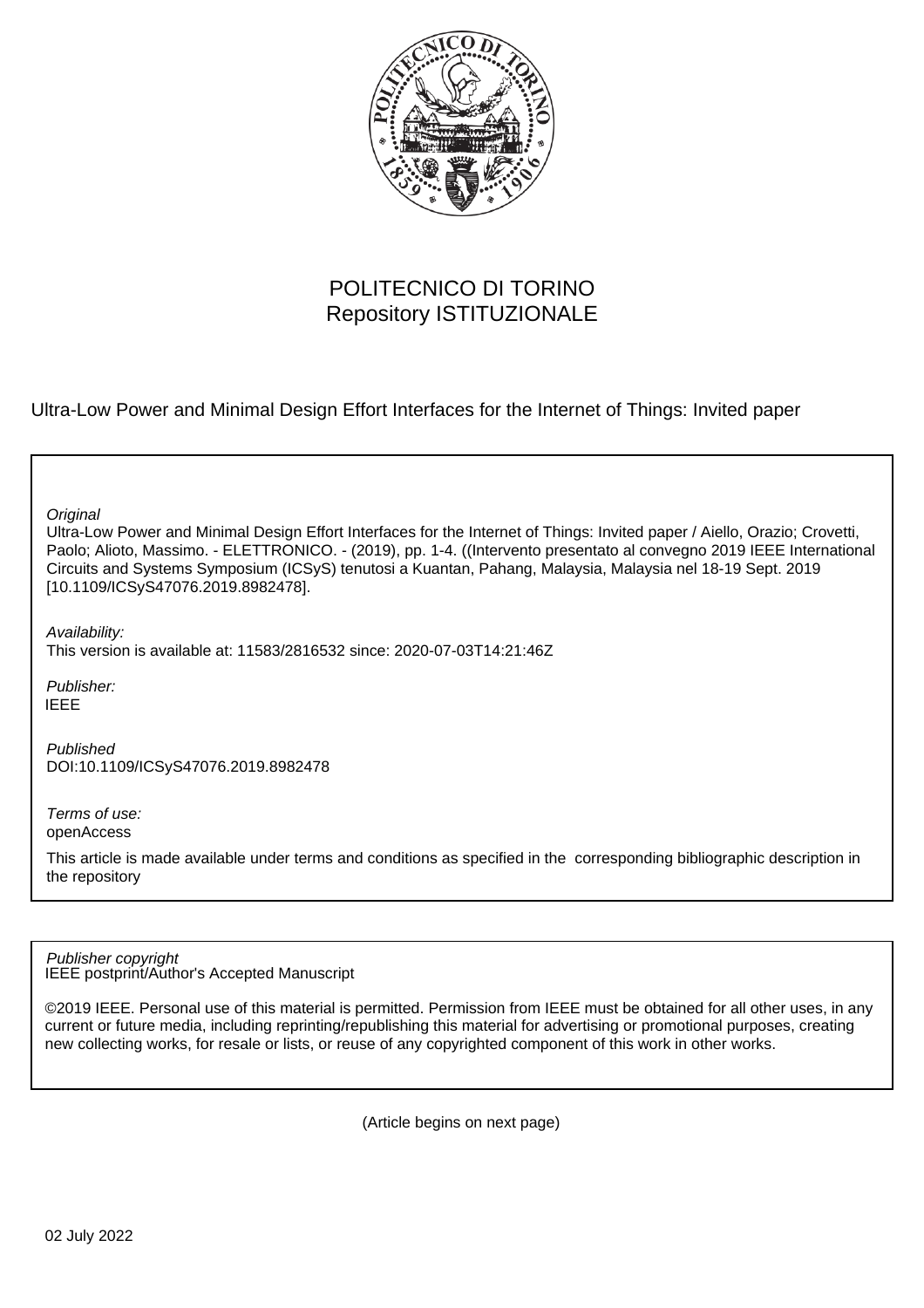POLITECNICO DI TORINO
Repository ISTITUZIONALE

Ultra-Low Power and Minimal Design Effort Interfaces for the Internet of Things: Invited paper

*Original*
Ultra-Low Power and Minimal Design Effort Interfaces for the Internet of Things: Invited paper / Aiello, Orazio; Crovetti, Paolo; Alioto, Massimo. - ELETTRONICO. - (2019), pp. 1-4. ((Intervento presentato al convegno 2019 IEEE International Circuits and Systems Symposium (ICSyS) tenutosi a Kuantan, Pahang, Malaysia, Malaysia nel 18-19 Sept. 2019 [10.1109/ICSyS47076.2019.8982478].

*Availability:*
This version is available at: 11583/2816532 since: 2020-07-03T14:21:46Z

*Publisher:*
IEEE

*Published*
DOI:10.1109/ICSyS47076.2019.8982478

*Terms of use:*
openAccess

This article is made available under terms and conditions as specified in the corresponding bibliographic description in the repository

*Publisher copyright*
IEEE postprint/Author's Accepted Manuscript

©2019 IEEE. Personal use of this material is permitted. Permission from IEEE must be obtained for all other uses, in any current or future media, including reprinting/republishing this material for advertising or promotional purposes, creating new collecting works, for resale or lists, or reuse of any copyrighted component of this work in other works.

(Article begins on next page)

02 July 2022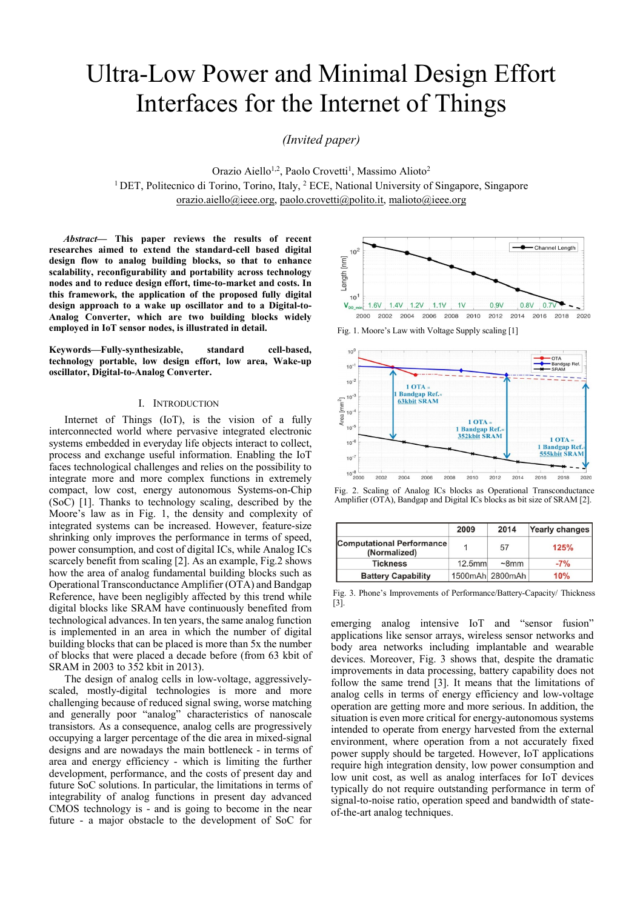# Ultra-Low Power and Minimal Design Effort Interfaces for the Internet of Things

*(Invited paper)*

Orazio Aiello[1,2], Paolo Crovetti[1], Massimo Alioto[2]

[1] DET, Politecnico di Torino, Torino, Italy, [2] ECE, National University of Singapore, Singapore

orazio.aiello@ieee.org, paolo.crovetti@polito.it, malioto@ieee.org

***Abstract*— This paper reviews the results of recent researches aimed to extend the standard-cell based digital design flow to analog building blocks, so that to enhance scalability, reconfigurability and portability across technology nodes and to reduce design effort, time-to-market and costs. In this framework, the application of the proposed fully digital design approach to a wake up oscillator and to a Digital-to-Analog Converter, which are two building blocks widely employed in IoT sensor nodes, is illustrated in detail.**

**Keywords—Fully-synthesizable, standard cell-based, technology portable, low design effort, low area, Wake-up oscillator, Digital-to-Analog Converter.**

## I. Introduction

Internet of Things (IoT), is the vision of a fully interconnected world where pervasive integrated electronic systems embedded in everyday life objects interact to collect, process and exchange useful information. Enabling the IoT faces technological challenges and relies on the possibility to integrate more and more complex functions in extremely compact, low cost, energy autonomous Systems-on-Chip (SoC) [1]. Thanks to technology scaling, described by the Moore's law as in Fig. 1, the density and complexity of integrated systems can be increased. However, feature-size shrinking only improves the performance in terms of speed, power consumption, and cost of digital ICs, while Analog ICs scarcely benefit from scaling [2]. As an example, Fig.2 shows how the area of analog fundamental building blocks such as Operational Transconductance Amplifier (OTA) and Bandgap Reference, have been negligibly affected by this trend while digital blocks like SRAM have continuously benefited from technological advances. In ten years, the same analog function is implemented in an area in which the number of digital building blocks that can be placed is more than 5x the number of blocks that were placed a decade before (from 63 kbit of SRAM in 2003 to 352 kbit in 2013).

The design of analog cells in low-voltage, aggressively-scaled, mostly-digital technologies is more and more challenging because of reduced signal swing, worse matching and generally poor "analog" characteristics of nanoscale transistors. As a consequence, analog cells are progressively occupying a larger percentage of the die area in mixed-signal designs and are nowadays the main bottleneck - in terms of area and energy efficiency - which is limiting the further development, performance, and the costs of present day and future SoC solutions. In particular, the limitations in terms of integrability of analog functions in present day advanced CMOS technology is - and is going to become in the near future - a major obstacle to the development of SoC for emerging analog intensive IoT and "sensor fusion" applications like sensor arrays, wireless sensor networks and body area networks including implantable and wearable devices. Moreover, Fig. 3 shows that, despite the dramatic improvements in data processing, battery capability does not follow the same trend [3]. It means that the limitations of analog cells in terms of energy efficiency and low-voltage operation are getting more and more serious. In addition, the situation is even more critical for energy-autonomous systems intended to operate from energy harvested from the external environment, where operation from a not accurately fixed power supply should be targeted. However, IoT applications require high integration density, low power consumption and low unit cost, as well as analog interfaces for IoT devices typically do not require outstanding performance in term of signal-to-noise ratio, operation speed and bandwidth of state-of-the-art analog techniques.

Fig. 1. Moore's Law with Voltage Supply scaling [1]

Fig. 2. Scaling of Analog ICs blocks as Operational Transconductance Amplifier (OTA), Bandgap and Digital ICs blocks as bit size of SRAM [2].

| | 2009 | 2014 | Yearly changes |
|---|---|---|---|
| Computational Performance (Normalized) | 1 | 57 | 125% |
| Tickness | 12.5mm | ~8mm | -7% |
| Battery Capability | 1500mAh | 2800mAh | 10% |

Fig. 3. Phone's Improvements of Performance/Battery-Capacity/ Thickness [3].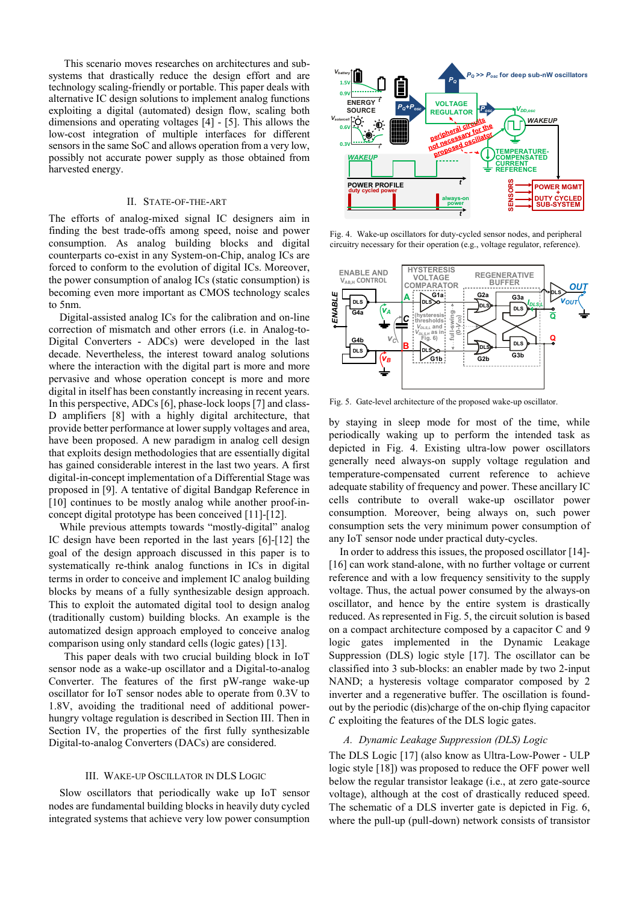This scenario moves researches on architectures and sub-systems that drastically reduce the design effort and are technology scaling-friendly or portable. This paper deals with alternative IC design solutions to implement analog functions exploiting a digital (automated) design flow, scaling both dimensions and operating voltages [4] - [5]. This allows the low-cost integration of multiple interfaces for different sensors in the same SoC and allows operation from a very low, possibly not accurate power supply as those obtained from harvested energy.

## II. State-of-the-Art

The efforts of analog-mixed signal IC designers aim in finding the best trade-offs among speed, noise and power consumption. As analog building blocks and digital counterparts co-exist in any System-on-Chip, analog ICs are forced to conform to the evolution of digital ICs. Moreover, the power consumption of analog ICs (static consumption) is becoming even more important as CMOS technology scales to 5nm.

Digital-assisted analog ICs for the calibration and on-line correction of mismatch and other errors (i.e. in Analog-to-Digital Converters - ADCs) were developed in the last decade. Nevertheless, the interest toward analog solutions where the interaction with the digital part is more and more pervasive and whose operation concept is more and more digital in itself has been constantly increasing in recent years. In this perspective, ADCs [6], phase-lock loops [7] and class-D amplifiers [8] with a highly digital architecture, that provide better performance at lower supply voltages and area, have been proposed. A new paradigm in analog cell design that exploits design methodologies that are essentially digital has gained considerable interest in the last two years. A first digital-in-concept implementation of a Differential Stage was proposed in [9]. A tentative of digital Bandgap Reference in [10] continues to be mostly analog while another proof-in-concept digital prototype has been conceived [11]-[12].

While previous attempts towards "mostly-digital" analog IC design have been reported in the last years [6]-[12] the goal of the design approach discussed in this paper is to systematically re-think analog functions in ICs in digital terms in order to conceive and implement IC analog building blocks by means of a fully synthesizable design approach. This to exploit the automated digital tool to design analog (traditionally custom) building blocks. An example is the automatized design approach employed to conceive analog comparison using only standard cells (logic gates) [13].

This paper deals with two crucial building block in IoT sensor node as a wake-up oscillator and a Digital-to-analog Converter. The features of the first pW-range wake-up oscillator for IoT sensor nodes able to operate from 0.3V to 1.8V, avoiding the traditional need of additional power-hungry voltage regulation is described in Section III. Then in Section IV, the properties of the first fully synthesizable Digital-to-analog Converters (DACs) are considered.

## III. Wake-up Oscillator in DLS Logic

Slow oscillators that periodically wake up IoT sensor nodes are fundamental building blocks in heavily duty cycled integrated systems that achieve very low power consumption by staying in sleep mode for most of the time, while periodically waking up to perform the intended task as depicted in Fig. 4. Existing ultra-low power oscillators generally need always-on supply voltage regulation and temperature-compensated current reference to achieve adequate stability of frequency and power. These ancillary IC cells contribute to overall wake-up oscillator power consumption. Moreover, being always on, such power consumption sets the very minimum power consumption of any IoT sensor node under practical duty-cycles.

Fig. 4. Wake-up oscillators for duty-cycled sensor nodes, and peripheral circuitry necessary for their operation (e.g., voltage regulator, reference).

Fig. 5. Gate-level architecture of the proposed wake-up oscillator.

In order to address this issues, the proposed oscillator [14]-[16] can work stand-alone, with no further voltage or current reference and with a low frequency sensitivity to the supply voltage. Thus, the actual power consumed by the always-on oscillator, and hence by the entire system is drastically reduced. As represented in Fig. 5, the circuit solution is based on a compact architecture composed by a capacitor C and 9 logic gates implemented in the Dynamic Leakage Suppression (DLS) logic style [17]. The oscillator can be classified into 3 sub-blocks: an enabler made by two 2-input NAND; a hysteresis voltage comparator composed by 2 inverter and a regenerative buffer. The oscillation is found-out by the periodic (dis)charge of the on-chip flying capacitor $C$ exploiting the features of the DLS logic gates.

### A. Dynamic Leakage Suppression (DLS) Logic

The DLS Logic [17] (also know as Ultra-Low-Power - ULP logic style [18]) was proposed to reduce the OFF power well below the regular transistor leakage (i.e., at zero gate-source voltage), although at the cost of drastically reduced speed. The schematic of a DLS inverter gate is depicted in Fig. 6, where the pull-up (pull-down) network consists of transistor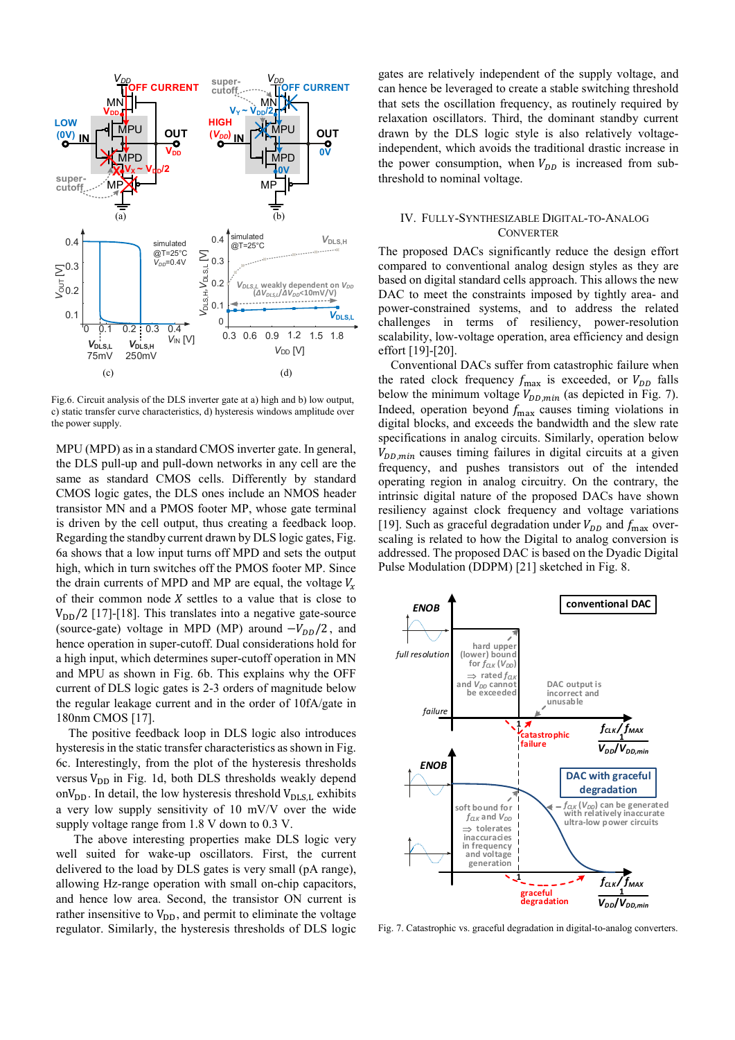Fig.6. Circuit analysis of the DLS inverter gate at a) high and b) low output, c) static transfer curve characteristics, d) hysteresis windows amplitude over the power supply.

MPU (MPD) as in a standard CMOS inverter gate. In general, the DLS pull-up and pull-down networks in any cell are the same as standard CMOS cells. Differently by standard CMOS logic gates, the DLS ones include an NMOS header transistor MN and a PMOS footer MP, whose gate terminal is driven by the cell output, thus creating a feedback loop. Regarding the standby current drawn by DLS logic gates, Fig. 6a shows that a low input turns off MPD and sets the output high, which in turn switches off the PMOS footer MP. Since the drain currents of MPD and MP are equal, the voltage $V_x$ of their common node $X$ settles to a value that is close to $V_{DD}/2$ [17]-[18]. This translates into a negative gate-source (source-gate) voltage in MPD (MP) around $-V_{DD}/2$, and hence operation in super-cutoff. Dual considerations hold for a high input, which determines super-cutoff operation in MN and MPU as shown in Fig. 6b. This explains why the OFF current of DLS logic gates is 2-3 orders of magnitude below the regular leakage current and in the order of 10fA/gate in 180nm CMOS [17].

The positive feedback loop in DLS logic also introduces hysteresis in the static transfer characteristics as shown in Fig. 6c. Interestingly, from the plot of the hysteresis thresholds versus $V_{DD}$ in Fig. 1d, both DLS thresholds weakly depend on $V_{DD}$. In detail, the low hysteresis threshold $V_{DLS,L}$ exhibits a very low supply sensitivity of 10 mV/V over the wide supply voltage range from 1.8 V down to 0.3 V.

The above interesting properties make DLS logic very well suited for wake-up oscillators. First, the current delivered to the load by DLS gates is very small (pA range), allowing Hz-range operation with small on-chip capacitors, and hence low area. Second, the transistor ON current is rather insensitive to $V_{DD}$, and permit to eliminate the voltage regulator. Similarly, the hysteresis thresholds of DLS logic gates are relatively independent of the supply voltage, and can hence be leveraged to create a stable switching threshold that sets the oscillation frequency, as routinely required by relaxation oscillators. Third, the dominant standby current drawn by the DLS logic style is also relatively voltage-independent, which avoids the traditional drastic increase in the power consumption, when $V_{DD}$ is increased from sub-threshold to nominal voltage.

## IV. Fully-Synthesizable Digital-to-Analog Converter

The proposed DACs significantly reduce the design effort compared to conventional analog design styles as they are based on digital standard cells approach. This allows the new DAC to meet the constraints imposed by tightly area- and power-constrained systems, and to address the related challenges in terms of resiliency, power-resolution scalability, low-voltage operation, area efficiency and design effort [19]-[20].

Conventional DACs suffer from catastrophic failure when the rated clock frequency $f_{max}$ is exceeded, or $V_{DD}$ falls below the minimum voltage $V_{DD,min}$ (as depicted in Fig. 7). Indeed, operation beyond $f_{max}$ causes timing violations in digital blocks, and exceeds the bandwidth and the slew rate specifications in analog circuits. Similarly, operation below $V_{DD,min}$ causes timing failures in digital circuits at a given frequency, and pushes transistors out of the intended operating region in analog circuitry. On the contrary, the intrinsic digital nature of the proposed DACs have shown resiliency against clock frequency and voltage variations [19]. Such as graceful degradation under $V_{DD}$ and $f_{max}$ over-scaling is related to how the Digital to analog conversion is addressed. The proposed DAC is based on the Dyadic Digital Pulse Modulation (DDPM) [21] sketched in Fig. 8.

Fig. 7. Catastrophic vs. graceful degradation in digital-to-analog converters.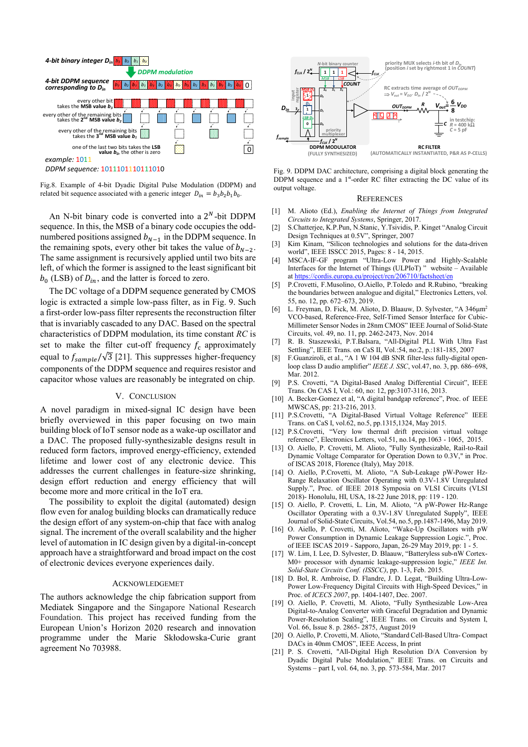4-bit binary integer $D_{in}$ $b_3$ $b_2$ $b_1$ $b_0$

DDPM modulation

4-bit DDPM sequence corresponding to $D_{in}$

every other bit takes the MSB value $b_3$

every other of the remaining bits takes the 2nd MSB value $b_2$

every other of the remaining bits takes the 3rd MSB value $b_1$

one of the last two bits takes the LSB value $b_0$, the other is zero

example: 1011

DDPM sequence: 1011101110111010

Fig.8. Example of 4-bit Dyadic Digital Pulse Modulation (DDPM) and related bit sequence associated with a generic integer $D_{in} = b_3 b_2 b_1 b_0$.

An N-bit binary code is converted into a $2^N$-bit DDPM sequence. In this, the MSB of a binary code occupies the odd-numbered positions assigned $b_{N-1}$ in the DDPM sequence. In the remaining spots, every other bit takes the value of $b_{N-2}$. The same assignment is recursively applied until two bits are left, of which the former is assigned to the least significant bit $b_0$ (LSB) of $D_{in}$, and the latter is forced to zero.

The DC voltage of a DDPM sequence generated by CMOS logic is extracted a simple low-pass filter, as in Fig. 9. Such a first-order low-pass filter represents the reconstruction filter that is invariably cascaded to any DAC. Based on the spectral characteristics of DDPM modulation, its time constant $RC$ is set to make the filter cut-off frequency $f_c$ approximately equal to $f_{sample}/\sqrt{3}$ [21]. This suppresses higher-frequency components of the DDPM sequence and requires resistor and capacitor whose values are reasonably be integrated on chip.

## V. Conclusion

A novel paradigm in mixed-signal IC design have been briefly overviewed in this paper focusing on two main building block of IoT sensor node as a wake-up oscillator and a DAC. The proposed fully-synthesizable designs result in reduced form factors, improved energy-efficiency, extended lifetime and lower cost of any electronic device. This addresses the current challenges in feature-size shrinking, design effort reduction and energy efficiency that will become more and more critical in the IoT era.

The possibility to exploit the digital (automated) design flow even for analog building blocks can dramatically reduce the design effort of any system-on-chip that face with analog signal. The increment of the overall scalability and the higher level of automation in IC design given by a digital-in-concept approach have a straightforward and broad impact on the cost of electronic devices everyone experiences daily.

## Acknowledgemet

The authors acknowledge the chip fabrication support from Mediatek Singapore and the Singapore National Research Foundation. This project has received funding from the European Union's Horizon 2020 research and innovation programme under the Marie Skłodowska-Curie grant agreement No 703988.

$f_{CLK}/2^N$ N-bit binary counter 1 1 1 MSB LSB COUNT $f_{CLK}$

priority MUX selects i-th bit of $D_{in}$ (position i set by rightmost 1 in COUNT)

RC extracts time average of $OUT_{DDPM}$ $\Rightarrow V_{out} = V_{DD} \cdot D_{in} / 2^N$

$D_{in}$ 3 input register MSB $D_2$ 1 $D_1$ 1 LSB $D_0$ 0 priority multiplexer $f_{sample}$ $f_{CLK}/2^N$

$OUT_{DDPM}$ R $V_{out} = \frac{6}{8} V_{DD}$ C in testchip: R = 400 kΩ C = 5 pF

DDPM MODULATOR (FULLY SYNTHESIZED) RC FILTER (AUTOMATICALLY INSTANTIATED, P&R AS P-CELLS)

Fig. 9. DDPM DAC architecture, comprising a digital block generating the DDPM sequence and a 1st-order RC filter extracting the DC value of its output voltage.

## References

[1] M. Alioto (Ed.), *Enabling the Internet of Things from Integrated Circuits to Integrated Systems*, Springer, 2017.

[2] S.Chatterjee, K.P.Pun, N.Stanic, Y.Tsividis, P. Kinget "Analog Circuit Design Techniques at 0.5V", Springer, 2007

[3] Kim Kinam, "Silicon technologies and solutions for the data-driven world", IEEE ISSCC 2015, Pages: 8 - 14, 2015.

[4] MSCA-IF-GF program "Ultra-Low Power and Highly-Scalable Interfaces for the Internet of Things (ULPIoT) " website – Available at https://cordis.europa.eu/project/rcn/206710/factsheet/en

[5] P.Crovetti, F.Musolino, O.Aiello, P.Toledo and R.Rubino, "breaking the boundaries between analogue and digital," Electronics Letters, vol. 55, no. 12, pp. 672–673, 2019.

[6] L. Freyman, D. Fick, M. Alioto, D. Blaauw, D. Sylvester, "A 346μm² VCO-based, Reference-Free, Self-Timed Sensor Interface for Cubic-Millimeter Sensor Nodes in 28nm CMOS" IEEE Journal of Solid-State Circuits, vol. 49, no. 11, pp. 2462-2473, Nov. 2014

[7] R. B. Staszewski, P.T.Balsara, "All-Digital PLL With Ultra Fast Settling", IEEE Trans. on CaS II, Vol.:54, no:2, p.:181-185, 2007

[8] F.Guanziroli, et al., "A 1 W 104 dB SNR filter-less fully-digital open-loop class D audio amplifier" *IEEE J. SSC*, vol.47, no. 3, pp. 686–698, Mar. 2012.

[9] P.S. Crovetti, "A Digital-Based Analog Differential Circuit", IEEE Trans. On CAS I, Vol.: 60, no: 12, pp:3107-3116, 2013.

[10] A. Becker-Gomez et al, "A digital bandgap reference", Proc. of IEEE MWSCAS, pp: 213-216, 2013.

[11] P.S.Crovetti, "A Digital-Based Virtual Voltage Reference" IEEE Trans. on CaS I, vol. 62, no.5, pp.1315,1324, May 2015.

[12] P.S.Crovetti, "Very low thermal drift precision virtual voltage reference", Electronics Letters, vol.51, no.14, pp.1063 - 1065, 2015.

[13] O. Aiello, P. Crovetti, M. Alioto, "Fully Synthesizable, Rail-to-Rail Dynamic Voltage Comparator for Operation Down to 0.3V," in Proc. of ISCAS 2018, Florence (Italy), May 2018.

[14] O. Aiello, P.Crovetti, M. Alioto, "A Sub-Leakage pW-Power Hz-Range Relaxation Oscillator Operating with 0.3V-1.8V Unregulated Supply.", Proc. of IEEE 2018 Symposia on VLSI Circuits (VLSI 2018)- Honolulu, HI, USA, 18-22 June 2018, pp: 119 - 120.

[15] O. Aiello, P. Crovetti, L. Lin, M. Alioto, "A pW-Power Hz-Range Oscillator Operating with a 0.3V-1.8V Unregulated Supply", IEEE Journal of Solid-State Circuits, Vol.54, no.5, pp.1487-1496, May 2019.

[16] O. Aiello, P. Crovetti, M. Alioto, "Wake-Up Oscillators with pW Power Consumption in Dynamic Leakage Suppression Logic.", Proc. of IEEE ISCAS 2019 - Sapporo, Japan, 26-29 May 2019, pp: 1 - 5.

[17] W. Lim, I. Lee, D. Sylvester, D. Blaauw, "Batteryless sub-nW Cortex-M0+ processor with dynamic leakage-suppression logic," *IEEE Int. Solid-State Circuits Conf. (ISSCC)*, pp. 1-3, Feb. 2015.

[18] D. Bol, R. Ambroise, D. Flandre, J. D. Legat, "Building Ultra-Low-Power Low-Frequency Digital Circuits with High-Speed Devices," in Proc. of *ICECS 2007*, pp. 1404-1407, Dec. 2007.

[19] O. Aiello, P. Crovetti, M. Alioto, "Fully Synthesizable Low-Area Digital-to-Analog Converter with Graceful Degradation and Dynamic Power-Resolution Scaling", IEEE Trans. on Circuits and System I, Vol. 66, Issue 8. p. 2865- 2875, August 2019

[20] O. Aiello, P. Crovetti, M. Alioto, "Standard Cell-Based Ultra- Compact DACs in 40nm CMOS", IEEE Access, In print

[21] P. S. Crovetti, "All-Digital High Resolution D/A Conversion by Dyadic Digital Pulse Modulation," IEEE Trans. on Circuits and Systems – part I, vol. 64, no. 3, pp. 573-584, Mar. 2017